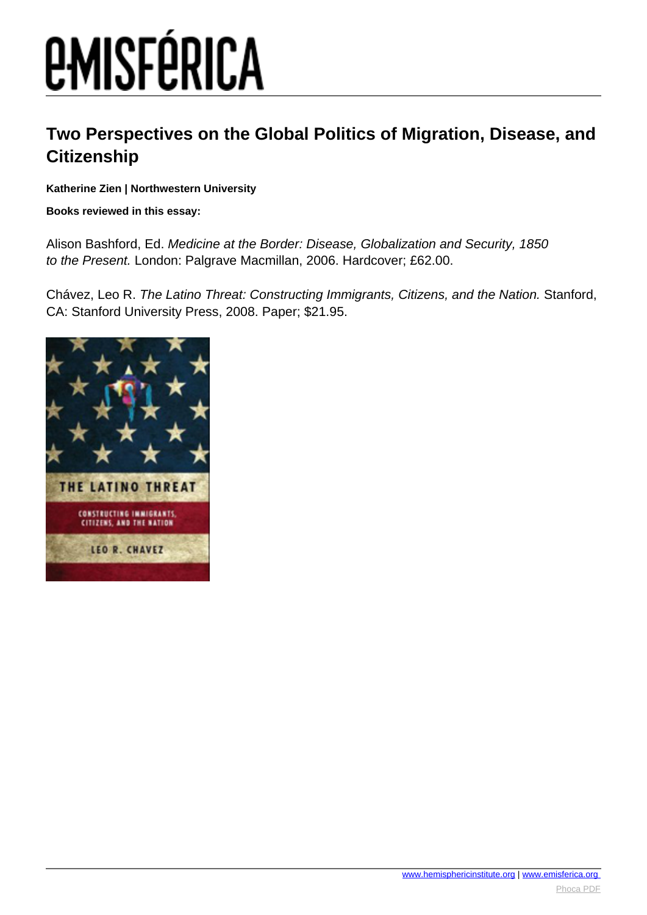# Two Perspectives on the Global Politics of Migration, Disease, and Citizenship

**Katherine Zien | Northwestern University**

**Books reviewed in this essay:**

Alison Bashford, Ed. *Medicine at the Border: Disease, Globalization and Security, 1850 to the Present.* London: Palgrave Macmillan, 2006. Hardcover; £62.00.

Chávez, Leo R. *The Latino Threat: Constructing Immigrants, Citizens, and the Nation.* Stanford, CA: Stanford University Press, 2008. Paper; $21.95.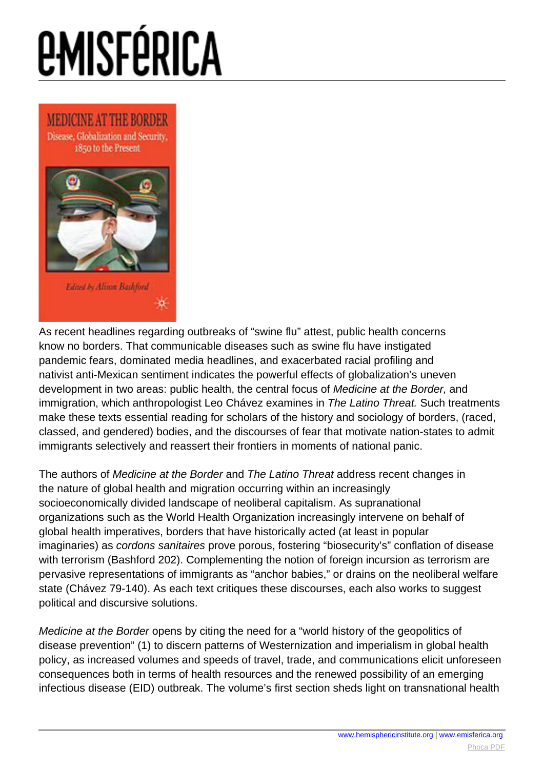As recent headlines regarding outbreaks of "swine flu" attest, public health concerns know no borders. That communicable diseases such as swine flu have instigated pandemic fears, dominated media headlines, and exacerbated racial profiling and nativist anti-Mexican sentiment indicates the powerful effects of globalization's uneven development in two areas: public health, the central focus of *Medicine at the Border,* and immigration, which anthropologist Leo Chávez examines in *The Latino Threat.* Such treatments make these texts essential reading for scholars of the history and sociology of borders, (raced, classed, and gendered) bodies, and the discourses of fear that motivate nation-states to admit immigrants selectively and reassert their frontiers in moments of national panic.

The authors of *Medicine at the Border* and *The Latino Threat* address recent changes in the nature of global health and migration occurring within an increasingly socioeconomically divided landscape of neoliberal capitalism. As supranational organizations such as the World Health Organization increasingly intervene on behalf of global health imperatives, borders that have historically acted (at least in popular imaginaries) as *cordons sanitaires* prove porous, fostering "biosecurity's" conflation of disease with terrorism (Bashford 202). Complementing the notion of foreign incursion as terrorism are pervasive representations of immigrants as "anchor babies," or drains on the neoliberal welfare state (Chávez 79-140). As each text critiques these discourses, each also works to suggest political and discursive solutions.

*Medicine at the Border* opens by citing the need for a "world history of the geopolitics of disease prevention" (1) to discern patterns of Westernization and imperialism in global health policy, as increased volumes and speeds of travel, trade, and communications elicit unforeseen consequences both in terms of health resources and the renewed possibility of an emerging infectious disease (EID) outbreak. The volume's first section sheds light on transnational health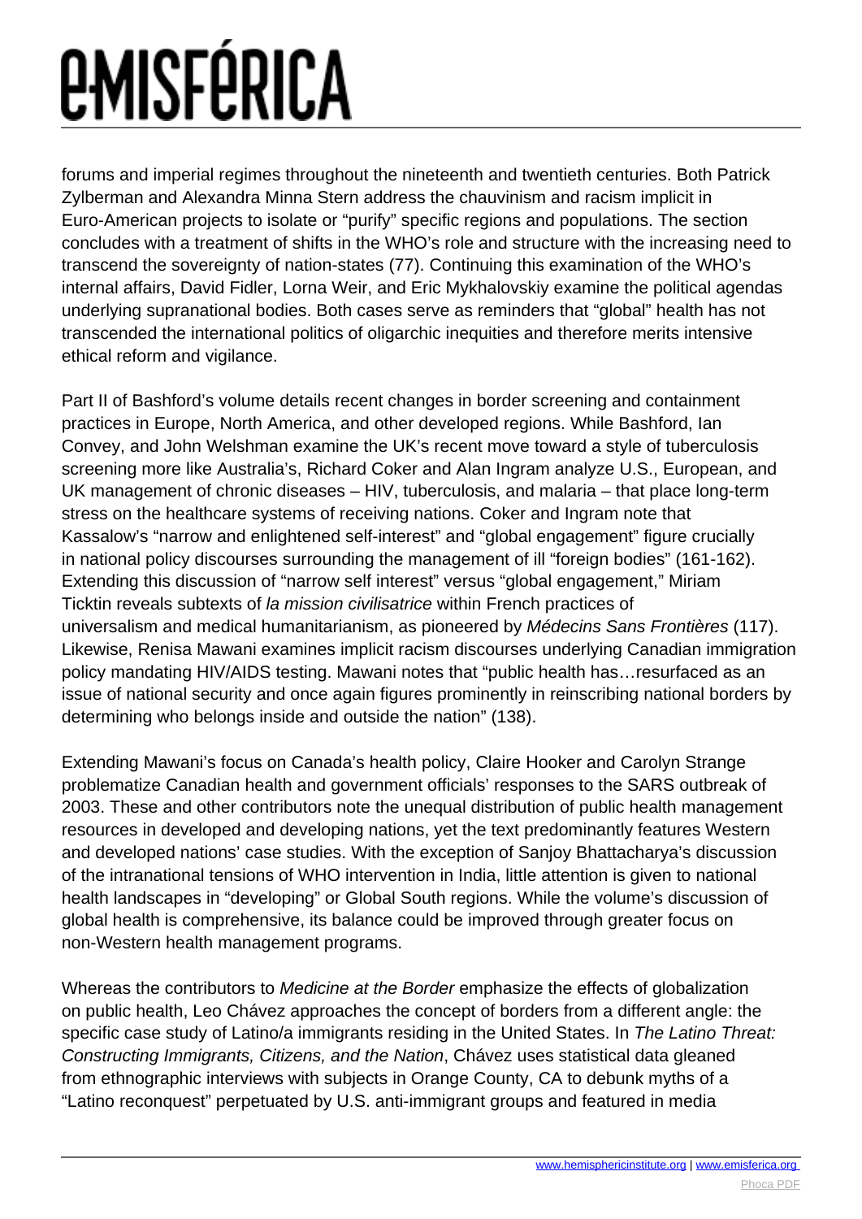forums and imperial regimes throughout the nineteenth and twentieth centuries. Both Patrick Zylberman and Alexandra Minna Stern address the chauvinism and racism implicit in Euro-American projects to isolate or "purify" specific regions and populations. The section concludes with a treatment of shifts in the WHO's role and structure with the increasing need to transcend the sovereignty of nation-states (77). Continuing this examination of the WHO's internal affairs, David Fidler, Lorna Weir, and Eric Mykhalovskiy examine the political agendas underlying supranational bodies. Both cases serve as reminders that "global" health has not transcended the international politics of oligarchic inequities and therefore merits intensive ethical reform and vigilance.

Part II of Bashford's volume details recent changes in border screening and containment practices in Europe, North America, and other developed regions. While Bashford, Ian Convey, and John Welshman examine the UK's recent move toward a style of tuberculosis screening more like Australia's, Richard Coker and Alan Ingram analyze U.S., European, and UK management of chronic diseases – HIV, tuberculosis, and malaria – that place long-term stress on the healthcare systems of receiving nations. Coker and Ingram note that Kassalow's "narrow and enlightened self-interest" and "global engagement" figure crucially in national policy discourses surrounding the management of ill "foreign bodies" (161-162). Extending this discussion of "narrow self interest" versus "global engagement," Miriam Ticktin reveals subtexts of *la mission civilisatrice* within French practices of universalism and medical humanitarianism, as pioneered by *Médecins Sans Frontières* (117). Likewise, Renisa Mawani examines implicit racism discourses underlying Canadian immigration policy mandating HIV/AIDS testing. Mawani notes that "public health has…resurfaced as an issue of national security and once again figures prominently in reinscribing national borders by determining who belongs inside and outside the nation" (138).

Extending Mawani's focus on Canada's health policy, Claire Hooker and Carolyn Strange problematize Canadian health and government officials' responses to the SARS outbreak of 2003. These and other contributors note the unequal distribution of public health management resources in developed and developing nations, yet the text predominantly features Western and developed nations' case studies. With the exception of Sanjoy Bhattacharya's discussion of the intranational tensions of WHO intervention in India, little attention is given to national health landscapes in "developing" or Global South regions. While the volume's discussion of global health is comprehensive, its balance could be improved through greater focus on non-Western health management programs.

Whereas the contributors to *Medicine at the Border* emphasize the effects of globalization on public health, Leo Chávez approaches the concept of borders from a different angle: the specific case study of Latino/a immigrants residing in the United States. In *The Latino Threat: Constructing Immigrants, Citizens, and the Nation*, Chávez uses statistical data gleaned from ethnographic interviews with subjects in Orange County, CA to debunk myths of a "Latino reconquest" perpetuated by U.S. anti-immigrant groups and featured in media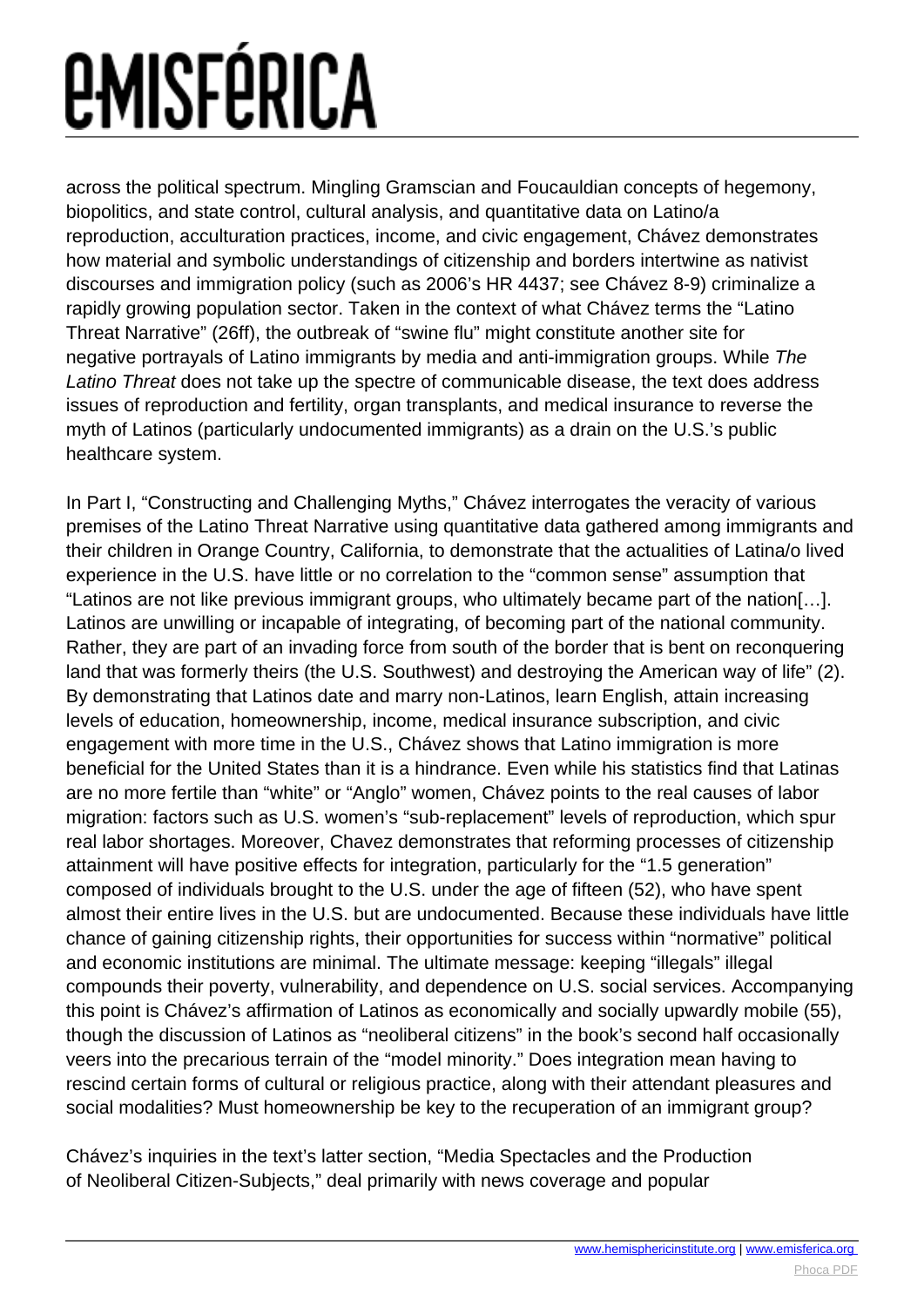across the political spectrum. Mingling Gramscian and Foucauldian concepts of hegemony, biopolitics, and state control, cultural analysis, and quantitative data on Latino/a reproduction, acculturation practices, income, and civic engagement, Chávez demonstrates how material and symbolic understandings of citizenship and borders intertwine as nativist discourses and immigration policy (such as 2006's HR 4437; see Chávez 8-9) criminalize a rapidly growing population sector. Taken in the context of what Chávez terms the "Latino Threat Narrative" (26ff), the outbreak of "swine flu" might constitute another site for negative portrayals of Latino immigrants by media and anti-immigration groups. While *The Latino Threat* does not take up the spectre of communicable disease, the text does address issues of reproduction and fertility, organ transplants, and medical insurance to reverse the myth of Latinos (particularly undocumented immigrants) as a drain on the U.S.'s public healthcare system.

In Part I, "Constructing and Challenging Myths," Chávez interrogates the veracity of various premises of the Latino Threat Narrative using quantitative data gathered among immigrants and their children in Orange Country, California, to demonstrate that the actualities of Latina/o lived experience in the U.S. have little or no correlation to the "common sense" assumption that "Latinos are not like previous immigrant groups, who ultimately became part of the nation[…]. Latinos are unwilling or incapable of integrating, of becoming part of the national community. Rather, they are part of an invading force from south of the border that is bent on reconquering land that was formerly theirs (the U.S. Southwest) and destroying the American way of life" (2). By demonstrating that Latinos date and marry non-Latinos, learn English, attain increasing levels of education, homeownership, income, medical insurance subscription, and civic engagement with more time in the U.S., Chávez shows that Latino immigration is more beneficial for the United States than it is a hindrance. Even while his statistics find that Latinas are no more fertile than "white" or "Anglo" women, Chávez points to the real causes of labor migration: factors such as U.S. women's "sub-replacement" levels of reproduction, which spur real labor shortages. Moreover, Chavez demonstrates that reforming processes of citizenship attainment will have positive effects for integration, particularly for the "1.5 generation" composed of individuals brought to the U.S. under the age of fifteen (52), who have spent almost their entire lives in the U.S. but are undocumented. Because these individuals have little chance of gaining citizenship rights, their opportunities for success within "normative" political and economic institutions are minimal. The ultimate message: keeping "illegals" illegal compounds their poverty, vulnerability, and dependence on U.S. social services. Accompanying this point is Chávez's affirmation of Latinos as economically and socially upwardly mobile (55), though the discussion of Latinos as "neoliberal citizens" in the book's second half occasionally veers into the precarious terrain of the "model minority." Does integration mean having to rescind certain forms of cultural or religious practice, along with their attendant pleasures and social modalities? Must homeownership be key to the recuperation of an immigrant group?

Chávez's inquiries in the text's latter section, "Media Spectacles and the Production of Neoliberal Citizen-Subjects," deal primarily with news coverage and popular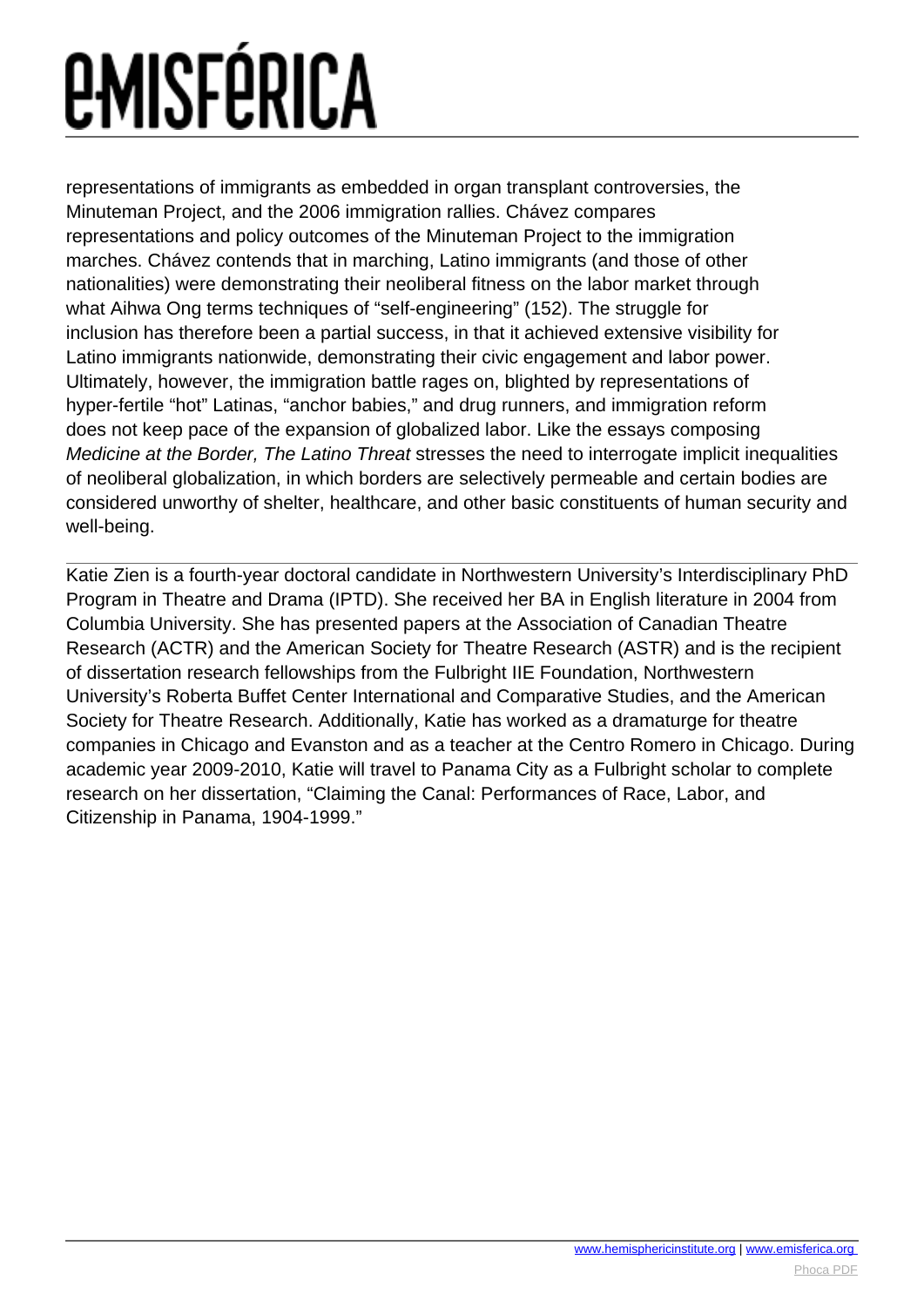representations of immigrants as embedded in organ transplant controversies, the Minuteman Project, and the 2006 immigration rallies. Chávez compares representations and policy outcomes of the Minuteman Project to the immigration marches. Chávez contends that in marching, Latino immigrants (and those of other nationalities) were demonstrating their neoliberal fitness on the labor market through what Aihwa Ong terms techniques of "self-engineering" (152). The struggle for inclusion has therefore been a partial success, in that it achieved extensive visibility for Latino immigrants nationwide, demonstrating their civic engagement and labor power. Ultimately, however, the immigration battle rages on, blighted by representations of hyper-fertile "hot" Latinas, "anchor babies," and drug runners, and immigration reform does not keep pace of the expansion of globalized labor. Like the essays composing *Medicine at the Border, The Latino Threat* stresses the need to interrogate implicit inequalities of neoliberal globalization, in which borders are selectively permeable and certain bodies are considered unworthy of shelter, healthcare, and other basic constituents of human security and well-being.

---

Katie Zien is a fourth-year doctoral candidate in Northwestern University's Interdisciplinary PhD Program in Theatre and Drama (IPTD). She received her BA in English literature in 2004 from Columbia University. She has presented papers at the Association of Canadian Theatre Research (ACTR) and the American Society for Theatre Research (ASTR) and is the recipient of dissertation research fellowships from the Fulbright IIE Foundation, Northwestern University's Roberta Buffet Center International and Comparative Studies, and the American Society for Theatre Research. Additionally, Katie has worked as a dramaturge for theatre companies in Chicago and Evanston and as a teacher at the Centro Romero in Chicago. During academic year 2009-2010, Katie will travel to Panama City as a Fulbright scholar to complete research on her dissertation, "Claiming the Canal: Performances of Race, Labor, and Citizenship in Panama, 1904-1999."